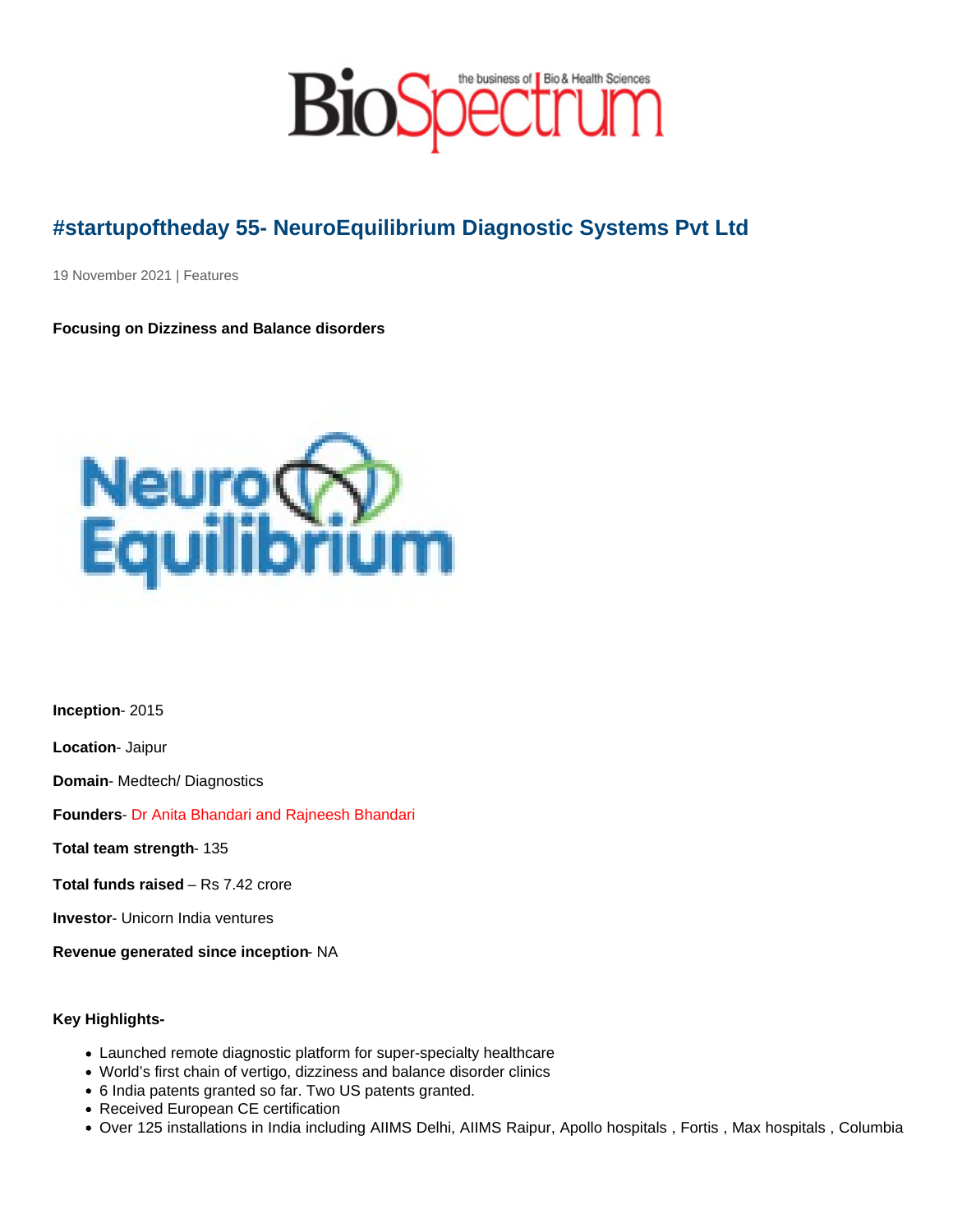# #startupoftheday 55- NeuroEquilibrium Diagnostic Systems Pvt Ltd

19 November 2021 | Features

**Focusing on Dizziness and Balance disorders**

**Inception**- 2015

**Location**- Jaipur

**Domain**- Medtech/ Diagnostics

**Founders**- Dr Anita Bhandari and Rajneesh Bhandari

**Total team strength**- 135

**Total funds raised** – Rs 7.42 crore

**Investor**- Unicorn India ventures

**Revenue generated since inception**- NA

**Key Highlights-**

- Launched remote diagnostic platform for super-specialty healthcare
- World's first chain of vertigo, dizziness and balance disorder clinics
- 6 India patents granted so far. Two US patents granted.
- Received European CE certification
- Over 125 installations in India including AIIMS Delhi, AIIMS Raipur, Apollo hospitals , Fortis , Max hospitals , Columbia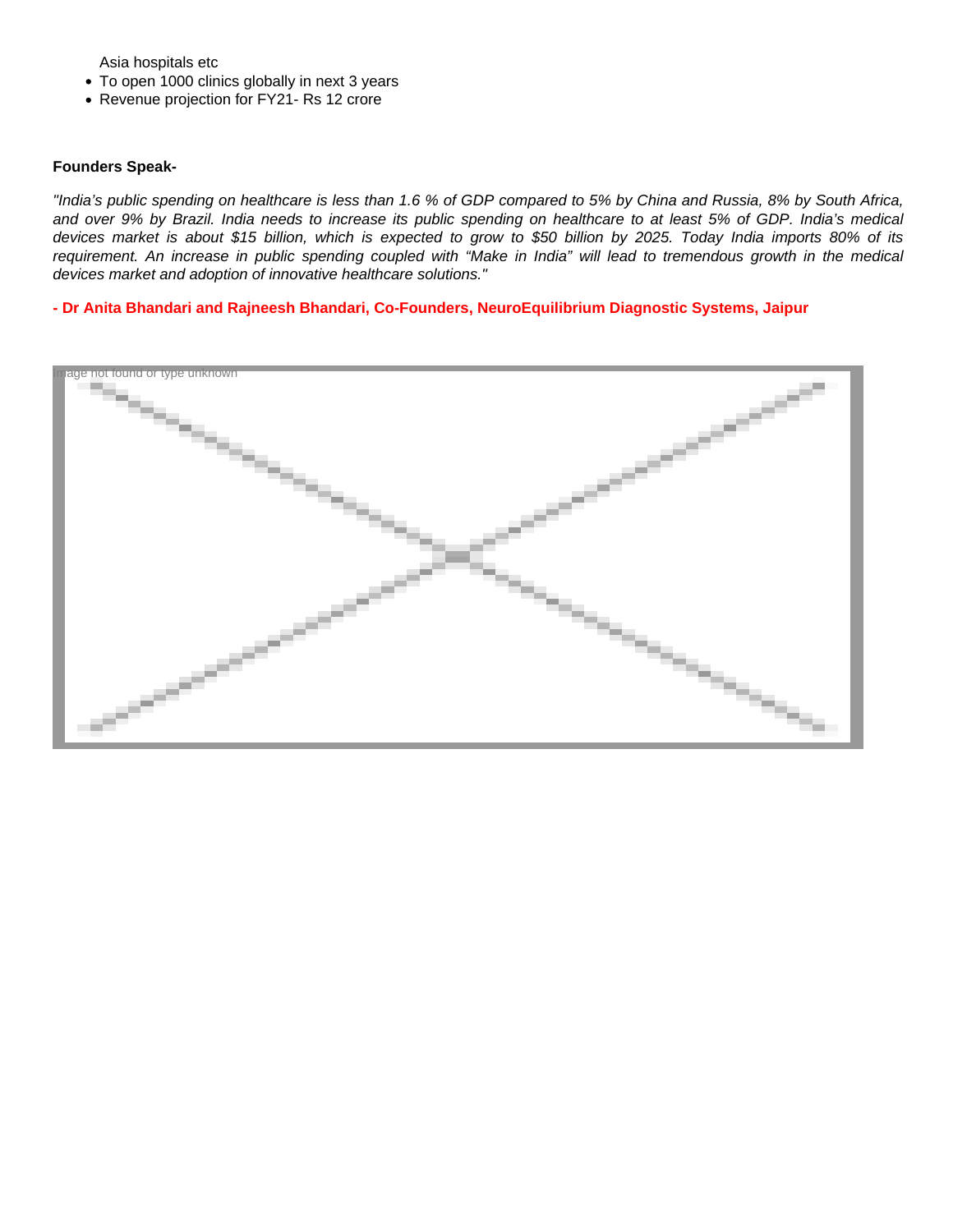Asia hospitals etc

- To open 1000 clinics globally in next 3 years
- Revenue projection for FY21- Rs 12 crore

**Founders Speak-**

*"India's public spending on healthcare is less than 1.6 % of GDP compared to 5% by China and Russia, 8% by South Africa, and over 9% by Brazil. India needs to increase its public spending on healthcare to at least 5% of GDP. India's medical devices market is about $15 billion, which is expected to grow to $50 billion by 2025. Today India imports 80% of its requirement. An increase in public spending coupled with "Make in India" will lead to tremendous growth in the medical devices market and adoption of innovative healthcare solutions."*

**- Dr Anita Bhandari and Rajneesh Bhandari, Co-Founders, NeuroEquilibrium Diagnostic Systems, Jaipur**

Image not found or type unknown